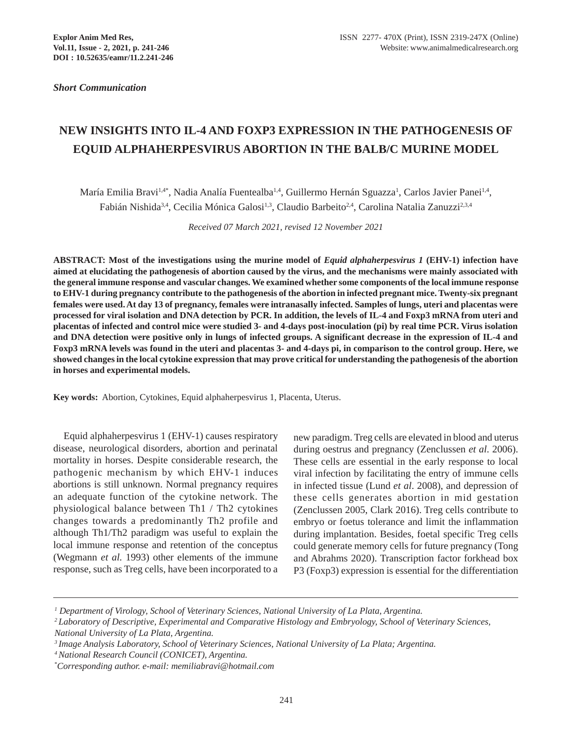*Short Communication*

# NEW INSIGHTS INTO IL-4 AND FOXP3 EXPRESSION IN THE PATHOGENESIS OF EQUID ALPHAHERPESVIRUS ABORTION IN THE BALB/C MURINE MODEL

María Emilia Bravi[1,4*], Nadia Analía Fuentealba[1,4], Guillermo Hernán Sguazza[1], Carlos Javier Panei[1,4], Fabián Nishida[3,4], Cecilia Mónica Galosi[1,3], Claudio Barbeito[2,4], Carolina Natalia Zanuzzi[2,3,4]

*Received 07 March 2021, revised 12 November 2021*

**ABSTRACT: Most of the investigations using the murine model of *Equid alphaherpesvirus 1* (EHV-1) infection have aimed at elucidating the pathogenesis of abortion caused by the virus, and the mechanisms were mainly associated with the general immune response and vascular changes. We examined whether some components of the local immune response to EHV-1 during pregnancy contribute to the pathogenesis of the abortion in infected pregnant mice. Twenty-six pregnant females were used. At day 13 of pregnancy, females were intranasally infected. Samples of lungs, uteri and placentas were processed for viral isolation and DNA detection by PCR. In addition, the levels of IL-4 and Foxp3 mRNA from uteri and placentas of infected and control mice were studied 3- and 4-days post-inoculation (pi) by real time PCR. Virus isolation and DNA detection were positive only in lungs of infected groups. A significant decrease in the expression of IL-4 and Foxp3 mRNA levels was found in the uteri and placentas 3- and 4-days pi, in comparison to the control group. Here, we showed changes in the local cytokine expression that may prove critical for understanding the pathogenesis of the abortion in horses and experimental models.**

**Key words:** Abortion, Cytokines, Equid alphaherpesvirus 1, Placenta, Uterus.

Equid alphaherpesvirus 1 (EHV-1) causes respiratory disease, neurological disorders, abortion and perinatal mortality in horses. Despite considerable research, the pathogenic mechanism by which EHV-1 induces abortions is still unknown. Normal pregnancy requires an adequate function of the cytokine network. The physiological balance between Th1 / Th2 cytokines changes towards a predominantly Th2 profile and although Th1/Th2 paradigm was useful to explain the local immune response and retention of the conceptus (Wegmann *et al.* 1993) other elements of the immune response, such as Treg cells, have been incorporated to a new paradigm. Treg cells are elevated in blood and uterus during oestrus and pregnancy (Zenclussen *et al.* 2006). These cells are essential in the early response to local viral infection by facilitating the entry of immune cells in infected tissue (Lund *et al*. 2008), and depression of these cells generates abortion in mid gestation (Zenclussen 2005, Clark 2016). Treg cells contribute to embryo or foetus tolerance and limit the inflammation during implantation. Besides, foetal specific Treg cells could generate memory cells for future pregnancy (Tong and Abrahms 2020). Transcription factor forkhead box P3 (Foxp3) expression is essential for the differentiation

---

*[1] Department of Virology, School of Veterinary Sciences, National University of La Plata, Argentina.*
*[2] Laboratory of Descriptive, Experimental and Comparative Histology and Embryology, School of Veterinary Sciences, National University of La Plata, Argentina.*
*[3] Image Analysis Laboratory, School of Veterinary Sciences, National University of La Plata; Argentina.*
*[4] National Research Council (CONICET), Argentina.*
*[*] Corresponding author. e-mail: memiliabravi@hotmail.com*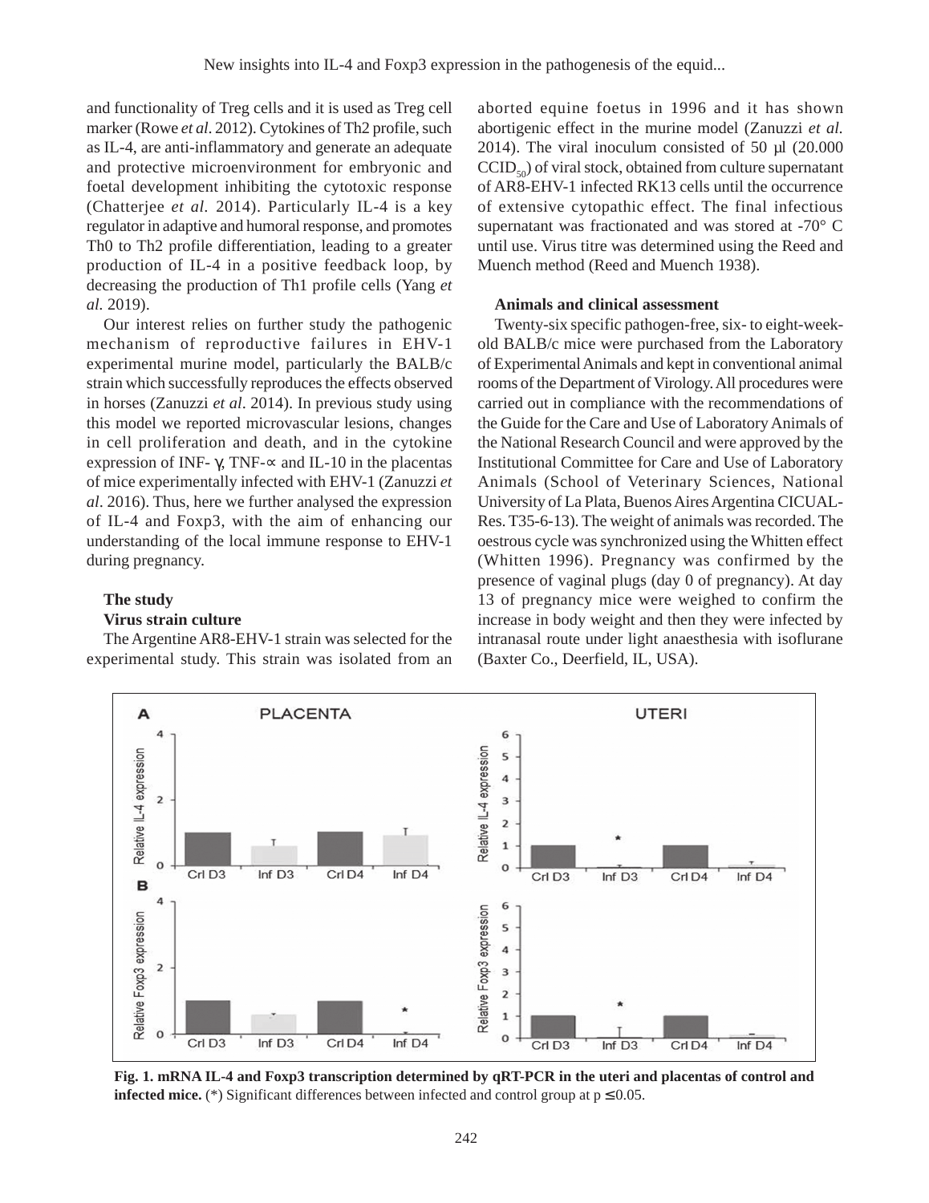and functionality of Treg cells and it is used as Treg cell marker (Rowe *et al.* 2012). Cytokines of Th2 profile, such as IL-4, are anti-inflammatory and generate an adequate and protective microenvironment for embryonic and foetal development inhibiting the cytotoxic response (Chatterjee *et al.* 2014). Particularly IL-4 is a key regulator in adaptive and humoral response, and promotes Th0 to Th2 profile differentiation, leading to a greater production of IL-4 in a positive feedback loop, by decreasing the production of Th1 profile cells (Yang *et al.* 2019).

Our interest relies on further study the pathogenic mechanism of reproductive failures in EHV-1 experimental murine model, particularly the BALB/c strain which successfully reproduces the effects observed in horses (Zanuzzi *et al.* 2014). In previous study using this model we reported microvascular lesions, changes in cell proliferation and death, and in the cytokine expression of INF- γ, TNF-∝ and IL-10 in the placentas of mice experimentally infected with EHV-1 (Zanuzzi *et al.* 2016). Thus, here we further analysed the expression of IL-4 and Foxp3, with the aim of enhancing our understanding of the local immune response to EHV-1 during pregnancy.

## The study

### Virus strain culture

The Argentine AR8-EHV-1 strain was selected for the experimental study. This strain was isolated from an aborted equine foetus in 1996 and it has shown abortigenic effect in the murine model (Zanuzzi *et al.* 2014). The viral inoculum consisted of 50 µl (20.000 $CCID_{50}$) of viral stock, obtained from culture supernatant of AR8-EHV-1 infected RK13 cells until the occurrence of extensive cytopathic effect. The final infectious supernatant was fractionated and was stored at -70° C until use. Virus titre was determined using the Reed and Muench method (Reed and Muench 1938).

### Animals and clinical assessment

Twenty-six specific pathogen-free, six- to eight-week-old BALB/c mice were purchased from the Laboratory of Experimental Animals and kept in conventional animal rooms of the Department of Virology. All procedures were carried out in compliance with the recommendations of the Guide for the Care and Use of Laboratory Animals of the National Research Council and were approved by the Institutional Committee for Care and Use of Laboratory Animals (School of Veterinary Sciences, National University of La Plata, Buenos Aires Argentina CICUAL-Res. T35-6-13). The weight of animals was recorded. The oestrous cycle was synchronized using the Whitten effect (Whitten 1996). Pregnancy was confirmed by the presence of vaginal plugs (day 0 of pregnancy). At day 13 of pregnancy mice were weighed to confirm the increase in body weight and then they were infected by intranasal route under light anaesthesia with isoflurane (Baxter Co., Deerfield, IL, USA).

**Fig. 1. mRNA IL-4 and Foxp3 transcription determined by qRT-PCR in the uteri and placentas of control and infected mice.** (*) Significant differences between infected and control group at $p \leq 0.05$.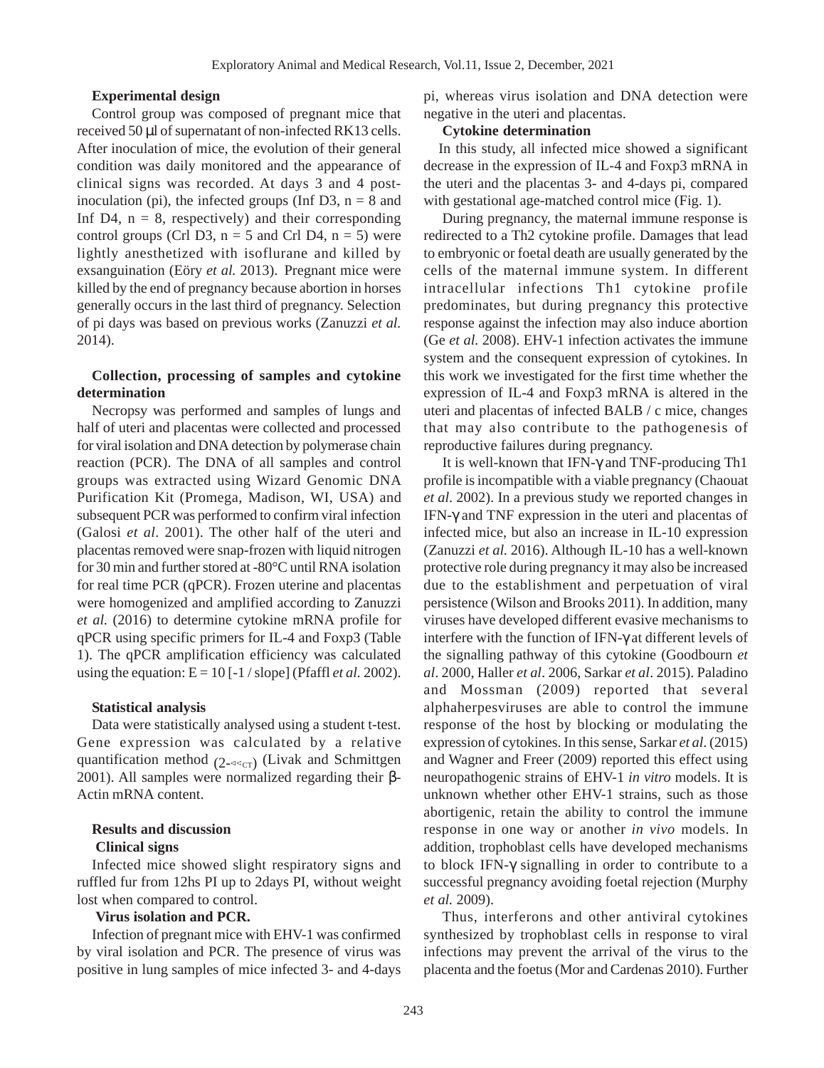### Experimental design

Control group was composed of pregnant mice that received 50 μl of supernatant of non-infected RK13 cells. After inoculation of mice, the evolution of their general condition was daily monitored and the appearance of clinical signs was recorded. At days 3 and 4 post-inoculation (pi), the infected groups (Inf D3, n = 8 and Inf D4, n = 8, respectively) and their corresponding control groups (Crl D3, n = 5 and Crl D4, n = 5) were lightly anesthetized with isoflurane and killed by exsanguination (Eöry *et al.* 2013). Pregnant mice were killed by the end of pregnancy because abortion in horses generally occurs in the last third of pregnancy. Selection of pi days was based on previous works (Zanuzzi *et al.* 2014).

### Collection, processing of samples and cytokine determination

Necropsy was performed and samples of lungs and half of uteri and placentas were collected and processed for viral isolation and DNA detection by polymerase chain reaction (PCR). The DNA of all samples and control groups was extracted using Wizard Genomic DNA Purification Kit (Promega, Madison, WI, USA) and subsequent PCR was performed to confirm viral infection (Galosi *et al*. 2001). The other half of the uteri and placentas removed were snap-frozen with liquid nitrogen for 30 min and further stored at -80°C until RNA isolation for real time PCR (qPCR). Frozen uterine and placentas were homogenized and amplified according to Zanuzzi *et al.* (2016) to determine cytokine mRNA profile for qPCR using specific primers for IL-4 and Foxp3 (Table 1). The qPCR amplification efficiency was calculated using the equation: $E = 10 [-1 / slope]$ (Pfaffl *et al.* 2002).

### Statistical analysis

Data were statistically analysed using a student t-test. Gene expression was calculated by a relative quantification method ($2^{-\Delta\Delta CT}$) (Livak and Schmittgen 2001). All samples were normalized regarding their β-Actin mRNA content.

## Results and discussion

### Clinical signs

Infected mice showed slight respiratory signs and ruffled fur from 12hs PI up to 2days PI, without weight lost when compared to control.

### Virus isolation and PCR.

Infection of pregnant mice with EHV-1 was confirmed by viral isolation and PCR. The presence of virus was positive in lung samples of mice infected 3- and 4-days pi, whereas virus isolation and DNA detection were negative in the uteri and placentas.

### Cytokine determination

In this study, all infected mice showed a significant decrease in the expression of IL-4 and Foxp3 mRNA in the uteri and the placentas 3- and 4-days pi, compared with gestational age-matched control mice (Fig. 1).

During pregnancy, the maternal immune response is redirected to a Th2 cytokine profile. Damages that lead to embryonic or foetal death are usually generated by the cells of the maternal immune system. In different intracellular infections Th1 cytokine profile predominates, but during pregnancy this protective response against the infection may also induce abortion (Ge *et al.* 2008). EHV-1 infection activates the immune system and the consequent expression of cytokines. In this work we investigated for the first time whether the expression of IL-4 and Foxp3 mRNA is altered in the uteri and placentas of infected BALB / c mice, changes that may also contribute to the pathogenesis of reproductive failures during pregnancy.

It is well-known that IFN-γ and TNF-producing Th1 profile is incompatible with a viable pregnancy (Chaouat *et al*. 2002). In a previous study we reported changes in IFN-γ and TNF expression in the uteri and placentas of infected mice, but also an increase in IL-10 expression (Zanuzzi *et al.* 2016). Although IL-10 has a well-known protective role during pregnancy it may also be increased due to the establishment and perpetuation of viral persistence (Wilson and Brooks 2011). In addition, many viruses have developed different evasive mechanisms to interfere with the function of IFN-γ at different levels of the signalling pathway of this cytokine (Goodbourn *et al*. 2000, Haller *et al*. 2006, Sarkar *et al*. 2015). Paladino and Mossman (2009) reported that several alphaherpesviruses are able to control the immune response of the host by blocking or modulating the expression of cytokines. In this sense, Sarkar *et al*. (2015) and Wagner and Freer (2009) reported this effect using neuropathogenic strains of EHV-1 *in vitro* models. It is unknown whether other EHV-1 strains, such as those abortigenic, retain the ability to control the immune response in one way or another *in vivo* models. In addition, trophoblast cells have developed mechanisms to block IFN-γ signalling in order to contribute to a successful pregnancy avoiding foetal rejection (Murphy *et al.* 2009).

Thus, interferons and other antiviral cytokines synthesized by trophoblast cells in response to viral infections may prevent the arrival of the virus to the placenta and the foetus (Mor and Cardenas 2010). Further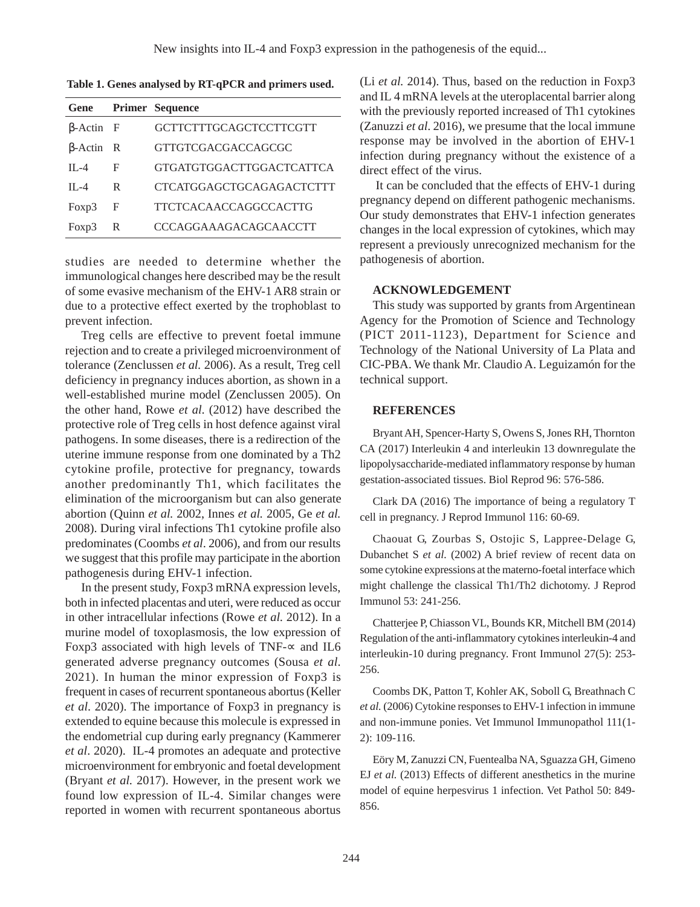**Table 1. Genes analysed by RT-qPCR and primers used.**

| Gene | Primer | Sequence |
|---|---|---|
| β-Actin | F | GCTTCTTTGCAGCTCCTTCGTT |
| β-Actin | R | GTTGTCGACGACCAGCGC |
| IL-4 | F | GTGATGTGGACTTGGACTCATTCA |
| IL-4 | R | CTCATGGAGCTGCAGAGACTCTTT |
| Foxp3 | F | TTCTCACAACCAGGCCACTTG |
| Foxp3 | R | CCCAGGAAAGACAGCAACCTT |

studies are needed to determine whether the immunological changes here described may be the result of some evasive mechanism of the EHV-1 AR8 strain or due to a protective effect exerted by the trophoblast to prevent infection.

Treg cells are effective to prevent foetal immune rejection and to create a privileged microenvironment of tolerance (Zenclussen *et al.* 2006). As a result, Treg cell deficiency in pregnancy induces abortion, as shown in a well-established murine model (Zenclussen 2005). On the other hand, Rowe *et al.* (2012) have described the protective role of Treg cells in host defence against viral pathogens. In some diseases, there is a redirection of the uterine immune response from one dominated by a Th2 cytokine profile, protective for pregnancy, towards another predominantly Th1, which facilitates the elimination of the microorganism but can also generate abortion (Quinn *et al.* 2002, Innes *et al.* 2005, Ge *et al.* 2008). During viral infections Th1 cytokine profile also predominates (Coombs *et al*. 2006), and from our results we suggest that this profile may participate in the abortion pathogenesis during EHV-1 infection.

In the present study, Foxp3 mRNA expression levels, both in infected placentas and uteri, were reduced as occur in other intracellular infections (Rowe *et al.* 2012). In a murine model of toxoplasmosis, the low expression of Foxp3 associated with high levels of TNF-∝ and IL6 generated adverse pregnancy outcomes (Sousa *et al*. 2021). In human the minor expression of Foxp3 is frequent in cases of recurrent spontaneous abortus (Keller *et al*. 2020). The importance of Foxp3 in pregnancy is extended to equine because this molecule is expressed in the endometrial cup during early pregnancy (Kammerer *et al*. 2020). IL-4 promotes an adequate and protective microenvironment for embryonic and foetal development (Bryant *et al.* 2017). However, in the present work we found low expression of IL-4. Similar changes were reported in women with recurrent spontaneous abortus (Li *et al.* 2014). Thus, based on the reduction in Foxp3 and IL 4 mRNA levels at the uteroplacental barrier along with the previously reported increased of Th1 cytokines (Zanuzzi *et al*. 2016), we presume that the local immune response may be involved in the abortion of EHV-1 infection during pregnancy without the existence of a direct effect of the virus.

It can be concluded that the effects of EHV-1 during pregnancy depend on different pathogenic mechanisms. Our study demonstrates that EHV-1 infection generates changes in the local expression of cytokines, which may represent a previously unrecognized mechanism for the pathogenesis of abortion.

## ACKNOWLEDGEMENT

This study was supported by grants from Argentinean Agency for the Promotion of Science and Technology (PICT 2011-1123), Department for Science and Technology of the National University of La Plata and CIC-PBA. We thank Mr. Claudio A. Leguizamón for the technical support.

## REFERENCES

Bryant AH, Spencer-Harty S, Owens S, Jones RH, Thornton CA (2017) Interleukin 4 and interleukin 13 downregulate the lipopolysaccharide-mediated inflammatory response by human gestation-associated tissues. Biol Reprod 96: 576-586.

Clark DA (2016) The importance of being a regulatory T cell in pregnancy. J Reprod Immunol 116: 60-69.

Chaouat G, Zourbas S, Ostojic S, Lappree-Delage G, Dubanchet S *et al.* (2002) A brief review of recent data on some cytokine expressions at the materno-foetal interface which might challenge the classical Th1/Th2 dichotomy. J Reprod Immunol 53: 241-256.

Chatterjee P, Chiasson VL, Bounds KR, Mitchell BM (2014) Regulation of the anti-inflammatory cytokines interleukin-4 and interleukin-10 during pregnancy. Front Immunol 27(5): 253-256.

Coombs DK, Patton T, Kohler AK, Soboll G, Breathnach C *et al.* (2006) Cytokine responses to EHV-1 infection in immune and non-immune ponies. Vet Immunol Immunopathol 111(1-2): 109-116.

Eöry M, Zanuzzi CN, Fuentealba NA, Sguazza GH, Gimeno EJ *et al.* (2013) Effects of different anesthetics in the murine model of equine herpesvirus 1 infection. Vet Pathol 50: 849-856.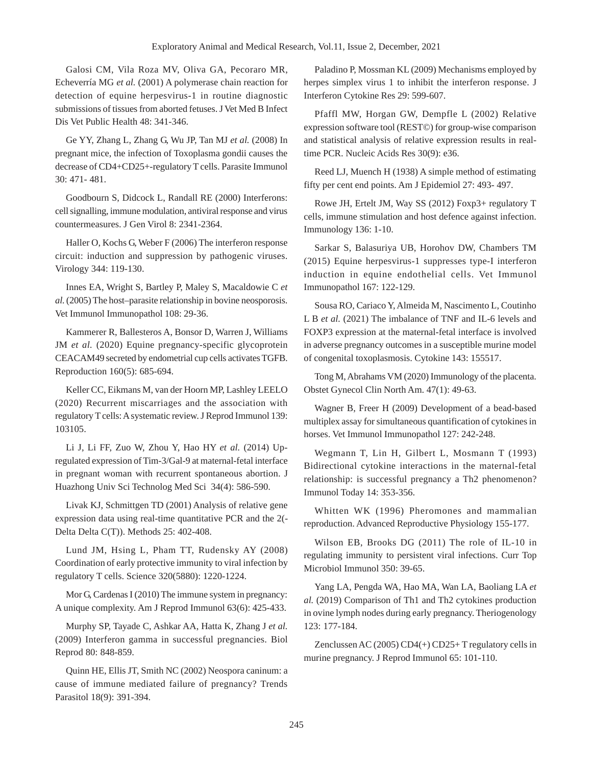Galosi CM, Vila Roza MV, Oliva GA, Pecoraro MR, Echeverría MG *et al.* (2001) A polymerase chain reaction for detection of equine herpesvirus-1 in routine diagnostic submissions of tissues from aborted fetuses. J Vet Med B Infect Dis Vet Public Health 48: 341-346.

Ge YY, Zhang L, Zhang G, Wu JP, Tan MJ *et al.* (2008) In pregnant mice, the infection of Toxoplasma gondii causes the decrease of CD4+CD25+-regulatory T cells. Parasite Immunol 30: 471- 481.

Goodbourn S, Didcock L, Randall RE (2000) Interferons: cell signalling, immune modulation, antiviral response and virus countermeasures. J Gen Virol 8: 2341-2364.

Haller O, Kochs G, Weber F (2006) The interferon response circuit: induction and suppression by pathogenic viruses. Virology 344: 119-130.

Innes EA, Wright S, Bartley P, Maley S, Macaldowie C *et al.* (2005) The host–parasite relationship in bovine neosporosis. Vet Immunol Immunopathol 108: 29-36.

Kammerer R, Ballesteros A, Bonsor D, Warren J, Williams JM *et al.* (2020) Equine pregnancy-specific glycoprotein CEACAM49 secreted by endometrial cup cells activates TGFB. Reproduction 160(5): 685-694.

Keller CC, Eikmans M, van der Hoorn MP, Lashley LEELO (2020) Recurrent miscarriages and the association with regulatory T cells: A systematic review. J Reprod Immunol 139: 103105.

Li J, Li FF, Zuo W, Zhou Y, Hao HY *et al.* (2014) Up-regulated expression of Tim-3/Gal-9 at maternal-fetal interface in pregnant woman with recurrent spontaneous abortion. J Huazhong Univ Sci Technolog Med Sci 34(4): 586-590.

Livak KJ, Schmittgen TD (2001) Analysis of relative gene expression data using real-time quantitative PCR and the 2(-Delta Delta C(T)). Methods 25: 402-408.

Lund JM, Hsing L, Pham TT, Rudensky AY (2008) Coordination of early protective immunity to viral infection by regulatory T cells. Science 320(5880): 1220-1224.

Mor G, Cardenas I (2010) The immune system in pregnancy: A unique complexity. Am J Reprod Immunol 63(6): 425-433.

Murphy SP, Tayade C, Ashkar AA, Hatta K, Zhang J *et al.* (2009) Interferon gamma in successful pregnancies. Biol Reprod 80: 848-859.

Quinn HE, Ellis JT, Smith NC (2002) Neospora caninum: a cause of immune mediated failure of pregnancy? Trends Parasitol 18(9): 391-394.

Paladino P, Mossman KL (2009) Mechanisms employed by herpes simplex virus 1 to inhibit the interferon response. J Interferon Cytokine Res 29: 599-607.

Pfaffl MW, Horgan GW, Dempfle L (2002) Relative expression software tool (REST©) for group-wise comparison and statistical analysis of relative expression results in real-time PCR. Nucleic Acids Res 30(9): e36.

Reed LJ, Muench H (1938) A simple method of estimating fifty per cent end points. Am J Epidemiol 27: 493- 497.

Rowe JH, Ertelt JM, Way SS (2012) Foxp3+ regulatory T cells, immune stimulation and host defence against infection. Immunology 136: 1-10.

Sarkar S, Balasuriya UB, Horohov DW, Chambers TM (2015) Equine herpesvirus-1 suppresses type-I interferon induction in equine endothelial cells. Vet Immunol Immunopathol 167: 122-129.

Sousa RO, Cariaco Y, Almeida M, Nascimento L, Coutinho L B *et al.* (2021) The imbalance of TNF and IL-6 levels and FOXP3 expression at the maternal-fetal interface is involved in adverse pregnancy outcomes in a susceptible murine model of congenital toxoplasmosis. Cytokine 143: 155517.

Tong M, Abrahams VM (2020) Immunology of the placenta. Obstet Gynecol Clin North Am. 47(1): 49-63.

Wagner B, Freer H (2009) Development of a bead-based multiplex assay for simultaneous quantification of cytokines in horses. Vet Immunol Immunopathol 127: 242-248.

Wegmann T, Lin H, Gilbert L, Mosmann T (1993) Bidirectional cytokine interactions in the maternal-fetal relationship: is successful pregnancy a Th2 phenomenon? Immunol Today 14: 353-356.

Whitten WK (1996) Pheromones and mammalian reproduction. Advanced Reproductive Physiology 155-177.

Wilson EB, Brooks DG (2011) The role of IL-10 in regulating immunity to persistent viral infections. Curr Top Microbiol Immunol 350: 39-65.

Yang LA, Pengda WA, Hao MA, Wan LA, Baoliang LA *et al.* (2019) Comparison of Th1 and Th2 cytokines production in ovine lymph nodes during early pregnancy. Theriogenology 123: 177-184.

Zenclussen AC (2005) CD4(+) CD25+ T regulatory cells in murine pregnancy. J Reprod Immunol 65: 101-110.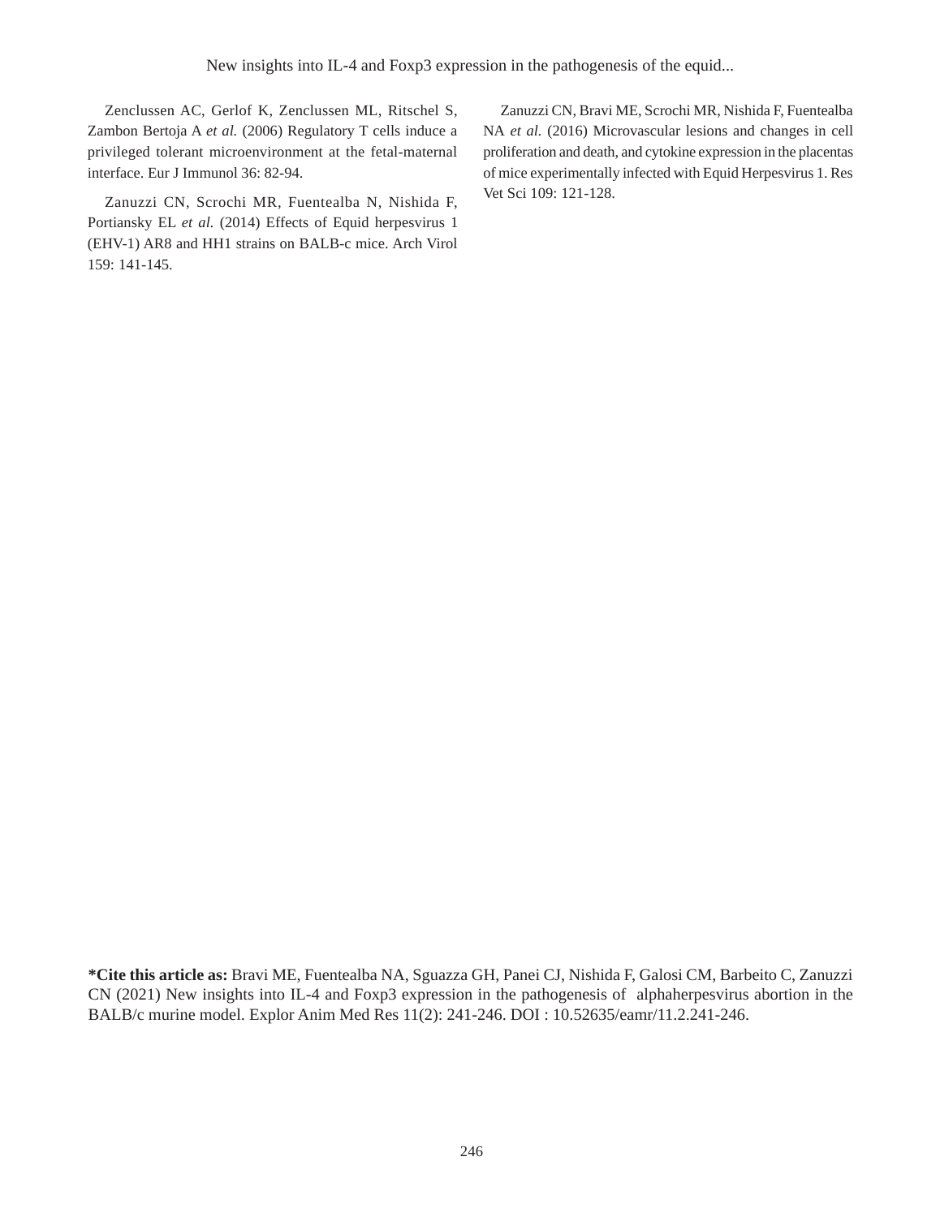Zenclussen AC, Gerlof K, Zenclussen ML, Ritschel S, Zambon Bertoja A *et al.* (2006) Regulatory T cells induce a privileged tolerant microenvironment at the fetal-maternal interface. Eur J Immunol 36: 82-94.

Zanuzzi CN, Scrochi MR, Fuentealba N, Nishida F, Portiansky EL *et al.* (2014) Effects of Equid herpesvirus 1 (EHV-1) AR8 and HH1 strains on BALB-c mice. Arch Virol 159: 141-145.

Zanuzzi CN, Bravi ME, Scrochi MR, Nishida F, Fuentealba NA *et al.* (2016) Microvascular lesions and changes in cell proliferation and death, and cytokine expression in the placentas of mice experimentally infected with Equid Herpesvirus 1. Res Vet Sci 109: 121-128.

**\*Cite this article as:** Bravi ME, Fuentealba NA, Sguazza GH, Panei CJ, Nishida F, Galosi CM, Barbeito C, Zanuzzi CN (2021) New insights into IL-4 and Foxp3 expression in the pathogenesis of alphaherpesvirus abortion in the BALB/c murine model. Explor Anim Med Res 11(2): 241-246. DOI : 10.52635/eamr/11.2.241-246.